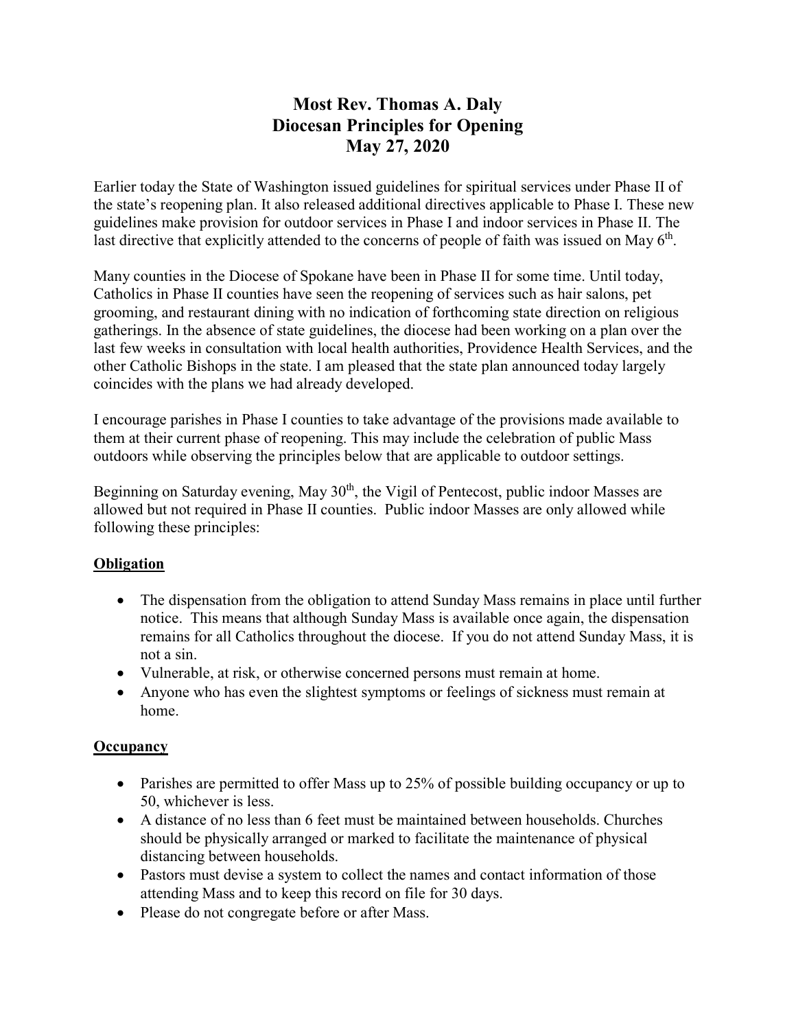# Most Rev. Thomas A. Daly
# Diocesan Principles for Opening
# May 27, 2020

Earlier today the State of Washington issued guidelines for spiritual services under Phase II of the state's reopening plan. It also released additional directives applicable to Phase I. These new guidelines make provision for outdoor services in Phase I and indoor services in Phase II. The last directive that explicitly attended to the concerns of people of faith was issued on May 6th.

Many counties in the Diocese of Spokane have been in Phase II for some time. Until today, Catholics in Phase II counties have seen the reopening of services such as hair salons, pet grooming, and restaurant dining with no indication of forthcoming state direction on religious gatherings. In the absence of state guidelines, the diocese had been working on a plan over the last few weeks in consultation with local health authorities, Providence Health Services, and the other Catholic Bishops in the state. I am pleased that the state plan announced today largely coincides with the plans we had already developed.

I encourage parishes in Phase I counties to take advantage of the provisions made available to them at their current phase of reopening. This may include the celebration of public Mass outdoors while observing the principles below that are applicable to outdoor settings.

Beginning on Saturday evening, May 30th, the Vigil of Pentecost, public indoor Masses are allowed but not required in Phase II counties. Public indoor Masses are only allowed while following these principles:

## Obligation

- The dispensation from the obligation to attend Sunday Mass remains in place until further notice. This means that although Sunday Mass is available once again, the dispensation remains for all Catholics throughout the diocese. If you do not attend Sunday Mass, it is not a sin.
- Vulnerable, at risk, or otherwise concerned persons must remain at home.
- Anyone who has even the slightest symptoms or feelings of sickness must remain at home.

## Occupancy

- Parishes are permitted to offer Mass up to 25% of possible building occupancy or up to 50, whichever is less.
- A distance of no less than 6 feet must be maintained between households. Churches should be physically arranged or marked to facilitate the maintenance of physical distancing between households.
- Pastors must devise a system to collect the names and contact information of those attending Mass and to keep this record on file for 30 days.
- Please do not congregate before or after Mass.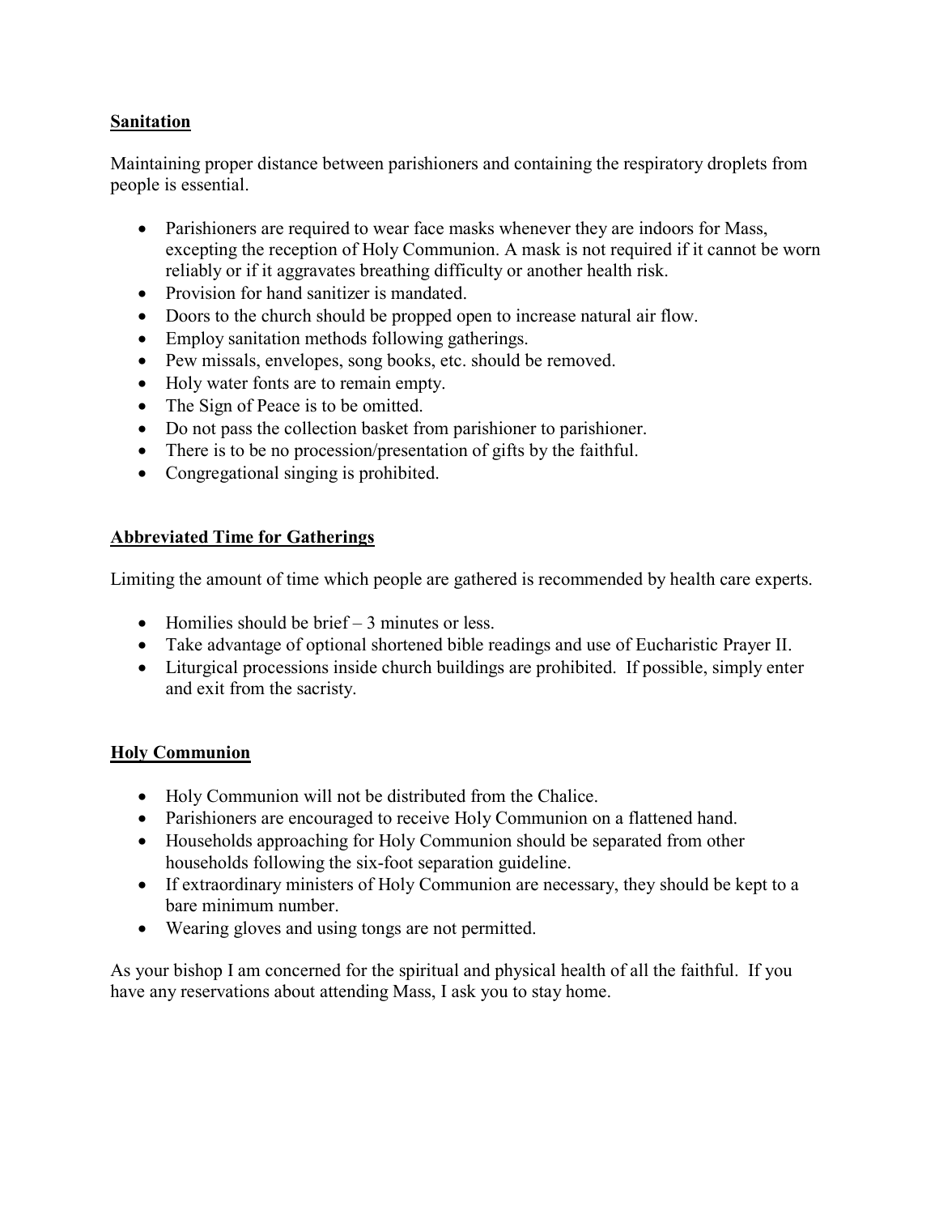## Sanitation

Maintaining proper distance between parishioners and containing the respiratory droplets from people is essential.

- Parishioners are required to wear face masks whenever they are indoors for Mass, excepting the reception of Holy Communion. A mask is not required if it cannot be worn reliably or if it aggravates breathing difficulty or another health risk.
- Provision for hand sanitizer is mandated.
- Doors to the church should be propped open to increase natural air flow.
- Employ sanitation methods following gatherings.
- Pew missals, envelopes, song books, etc. should be removed.
- Holy water fonts are to remain empty.
- The Sign of Peace is to be omitted.
- Do not pass the collection basket from parishioner to parishioner.
- There is to be no procession/presentation of gifts by the faithful.
- Congregational singing is prohibited.

## Abbreviated Time for Gatherings

Limiting the amount of time which people are gathered is recommended by health care experts.

- Homilies should be brief – 3 minutes or less.
- Take advantage of optional shortened bible readings and use of Eucharistic Prayer II.
- Liturgical processions inside church buildings are prohibited. If possible, simply enter and exit from the sacristy.

## Holy Communion

- Holy Communion will not be distributed from the Chalice.
- Parishioners are encouraged to receive Holy Communion on a flattened hand.
- Households approaching for Holy Communion should be separated from other households following the six-foot separation guideline.
- If extraordinary ministers of Holy Communion are necessary, they should be kept to a bare minimum number.
- Wearing gloves and using tongs are not permitted.

As your bishop I am concerned for the spiritual and physical health of all the faithful. If you have any reservations about attending Mass, I ask you to stay home.